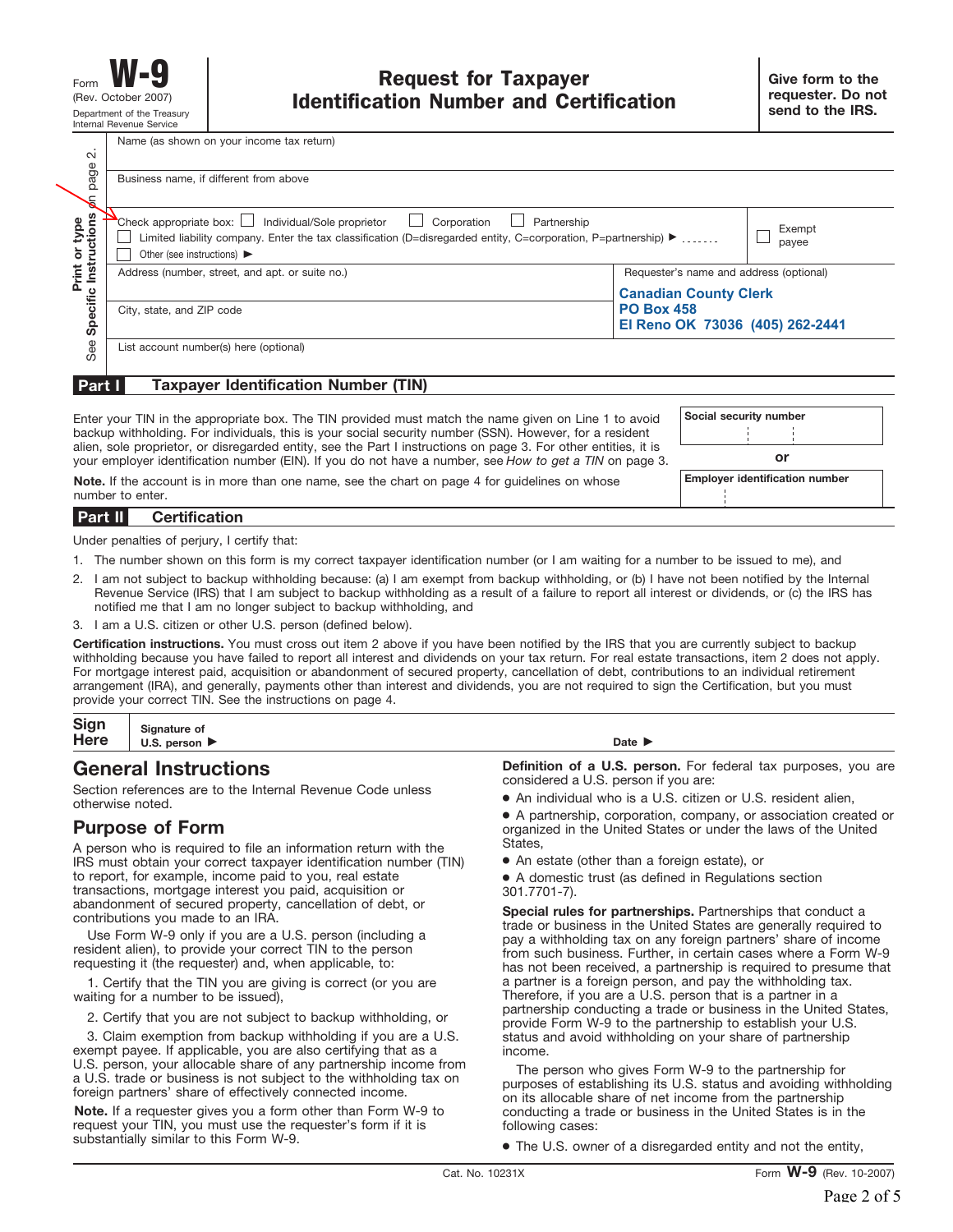Form **W-9**
(Rev. October 2007)
Department of the Treasury
Internal Revenue Service

# Request for Taxpayer Identification Number and Certification

**Give form to the requester. Do not send to the IRS.**

Print or type
See **Specific Instructions** on page 2.

Name (as shown on your income tax return)

Business name, if different from above

Check appropriate box: ☐ Individual/Sole proprietor ☐ Corporation ☐ Partnership
☐ Limited liability company. Enter the tax classification (D=disregarded entity, C=corporation, P=partnership) ▶ ........
☐ Other (see instructions) ▶

☐ Exempt payee

Address (number, street, and apt. or suite no.)

City, state, and ZIP code

Requester's name and address (optional)

**Canadian County Clerk**
**PO Box 458**
**El Reno OK 73036 (405) 262-2441**

List account number(s) here (optional)

## Part I Taxpayer Identification Number (TIN)

Enter your TIN in the appropriate box. The TIN provided must match the name given on Line 1 to avoid backup withholding. For individuals, this is your social security number (SSN). However, for a resident alien, sole proprietor, or disregarded entity, see the Part I instructions on page 3. For other entities, it is your employer identification number (EIN). If you do not have a number, see *How to get a TIN* on page 3.

**Social security number**

or

**Employer identification number**

**Note.** If the account is in more than one name, see the chart on page 4 for guidelines on whose number to enter.

## Part II Certification

Under penalties of perjury, I certify that:

1. The number shown on this form is my correct taxpayer identification number (or I am waiting for a number to be issued to me), and
2. I am not subject to backup withholding because: (a) I am exempt from backup withholding, or (b) I have not been notified by the Internal Revenue Service (IRS) that I am subject to backup withholding as a result of a failure to report all interest or dividends, or (c) the IRS has notified me that I am no longer subject to backup withholding, and
3. I am a U.S. citizen or other U.S. person (defined below).

**Certification instructions.** You must cross out item 2 above if you have been notified by the IRS that you are currently subject to backup withholding because you have failed to report all interest and dividends on your tax return. For real estate transactions, item 2 does not apply. For mortgage interest paid, acquisition or abandonment of secured property, cancellation of debt, contributions to an individual retirement arrangement (IRA), and generally, payments other than interest and dividends, you are not required to sign the Certification, but you must provide your correct TIN. See the instructions on page 4.

**Sign Here** Signature of U.S. person ▶ Date ▶

# General Instructions

Section references are to the Internal Revenue Code unless otherwise noted.

## Purpose of Form

A person who is required to file an information return with the IRS must obtain your correct taxpayer identification number (TIN) to report, for example, income paid to you, real estate transactions, mortgage interest you paid, acquisition or abandonment of secured property, cancellation of debt, or contributions you made to an IRA.

Use Form W-9 only if you are a U.S. person (including a resident alien), to provide your correct TIN to the person requesting it (the requester) and, when applicable, to:

1. Certify that the TIN you are giving is correct (or you are waiting for a number to be issued),

2. Certify that you are not subject to backup withholding, or

3. Claim exemption from backup withholding if you are a U.S. exempt payee. If applicable, you are also certifying that as a U.S. person, your allocable share of any partnership income from a U.S. trade or business is not subject to the withholding tax on foreign partners' share of effectively connected income.

**Note.** If a requester gives you a form other than Form W-9 to request your TIN, you must use the requester's form if it is substantially similar to this Form W-9.

**Definition of a U.S. person.** For federal tax purposes, you are considered a U.S. person if you are:

- An individual who is a U.S. citizen or U.S. resident alien,
- A partnership, corporation, company, or association created or organized in the United States or under the laws of the United States,
- An estate (other than a foreign estate), or
- A domestic trust (as defined in Regulations section 301.7701-7).

**Special rules for partnerships.** Partnerships that conduct a trade or business in the United States are generally required to pay a withholding tax on any foreign partners' share of income from such business. Further, in certain cases where a Form W-9 has not been received, a partnership is required to presume that a partner is a foreign person, and pay the withholding tax. Therefore, if you are a U.S. person that is a partner in a partnership conducting a trade or business in the United States, provide Form W-9 to the partnership to establish your U.S. status and avoid withholding on your share of partnership income.

The person who gives Form W-9 to the partnership for purposes of establishing its U.S. status and avoiding withholding on its allocable share of net income from the partnership conducting a trade or business in the United States is in the following cases:

- The U.S. owner of a disregarded entity and not the entity,

Cat. No. 10231X Form **W-9** (Rev. 10-2007)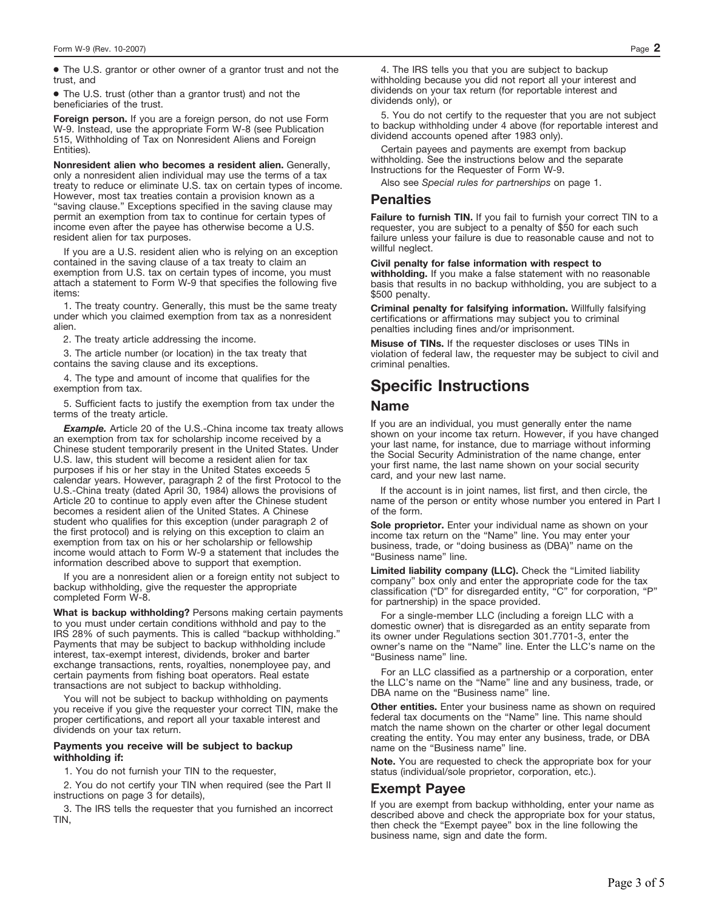- The U.S. grantor or other owner of a grantor trust and not the trust, and
- The U.S. trust (other than a grantor trust) and not the beneficiaries of the trust.

**Foreign person.** If you are a foreign person, do not use Form W-9. Instead, use the appropriate Form W-8 (see Publication 515, Withholding of Tax on Nonresident Aliens and Foreign Entities).

**Nonresident alien who becomes a resident alien.** Generally, only a nonresident alien individual may use the terms of a tax treaty to reduce or eliminate U.S. tax on certain types of income. However, most tax treaties contain a provision known as a "saving clause." Exceptions specified in the saving clause may permit an exemption from tax to continue for certain types of income even after the payee has otherwise become a U.S. resident alien for tax purposes.

If you are a U.S. resident alien who is relying on an exception contained in the saving clause of a tax treaty to claim an exemption from U.S. tax on certain types of income, you must attach a statement to Form W-9 that specifies the following five items:

1. The treaty country. Generally, this must be the same treaty under which you claimed exemption from tax as a nonresident alien.
2. The treaty article addressing the income.
3. The article number (or location) in the tax treaty that contains the saving clause and its exceptions.
4. The type and amount of income that qualifies for the exemption from tax.
5. Sufficient facts to justify the exemption from tax under the terms of the treaty article.

***Example.*** Article 20 of the U.S.-China income tax treaty allows an exemption from tax for scholarship income received by a Chinese student temporarily present in the United States. Under U.S. law, this student will become a resident alien for tax purposes if his or her stay in the United States exceeds 5 calendar years. However, paragraph 2 of the first Protocol to the U.S.-China treaty (dated April 30, 1984) allows the provisions of Article 20 to continue to apply even after the Chinese student becomes a resident alien of the United States. A Chinese student who qualifies for this exception (under paragraph 2 of the first protocol) and is relying on this exception to claim an exemption from tax on his or her scholarship or fellowship income would attach to Form W-9 a statement that includes the information described above to support that exemption.

If you are a nonresident alien or a foreign entity not subject to backup withholding, give the requester the appropriate completed Form W-8.

**What is backup withholding?** Persons making certain payments to you must under certain conditions withhold and pay to the IRS 28% of such payments. This is called "backup withholding." Payments that may be subject to backup withholding include interest, tax-exempt interest, dividends, broker and barter exchange transactions, rents, royalties, nonemployee pay, and certain payments from fishing boat operators. Real estate transactions are not subject to backup withholding.

You will not be subject to backup withholding on payments you receive if you give the requester your correct TIN, make the proper certifications, and report all your taxable interest and dividends on your tax return.

**Payments you receive will be subject to backup withholding if:**

1. You do not furnish your TIN to the requester,
2. You do not certify your TIN when required (see the Part II instructions on page 3 for details),
3. The IRS tells the requester that you furnished an incorrect TIN,
4. The IRS tells you that you are subject to backup withholding because you did not report all your interest and dividends on your tax return (for reportable interest and dividends only), or
5. You do not certify to the requester that you are not subject to backup withholding under 4 above (for reportable interest and dividend accounts opened after 1983 only).

Certain payees and payments are exempt from backup withholding. See the instructions below and the separate Instructions for the Requester of Form W-9.

Also see *Special rules for partnerships* on page 1.

## Penalties

**Failure to furnish TIN.** If you fail to furnish your correct TIN to a requester, you are subject to a penalty of $50 for each such failure unless your failure is due to reasonable cause and not to willful neglect.

**Civil penalty for false information with respect to withholding.** If you make a false statement with no reasonable basis that results in no backup withholding, you are subject to a $500 penalty.

**Criminal penalty for falsifying information.** Willfully falsifying certifications or affirmations may subject you to criminal penalties including fines and/or imprisonment.

**Misuse of TINs.** If the requester discloses or uses TINs in violation of federal law, the requester may be subject to civil and criminal penalties.

# Specific Instructions

## Name

If you are an individual, you must generally enter the name shown on your income tax return. However, if you have changed your last name, for instance, due to marriage without informing the Social Security Administration of the name change, enter your first name, the last name shown on your social security card, and your new last name.

If the account is in joint names, list first, and then circle, the name of the person or entity whose number you entered in Part I of the form.

**Sole proprietor.** Enter your individual name as shown on your income tax return on the "Name" line. You may enter your business, trade, or "doing business as (DBA)" name on the "Business name" line.

**Limited liability company (LLC).** Check the "Limited liability company" box only and enter the appropriate code for the tax classification ("D" for disregarded entity, "C" for corporation, "P" for partnership) in the space provided.

For a single-member LLC (including a foreign LLC with a domestic owner) that is disregarded as an entity separate from its owner under Regulations section 301.7701-3, enter the owner's name on the "Name" line. Enter the LLC's name on the "Business name" line.

For an LLC classified as a partnership or a corporation, enter the LLC's name on the "Name" line and any business, trade, or DBA name on the "Business name" line.

**Other entities.** Enter your business name as shown on required federal tax documents on the "Name" line. This name should match the name shown on the charter or other legal document creating the entity. You may enter any business, trade, or DBA name on the "Business name" line.

**Note.** You are requested to check the appropriate box for your status (individual/sole proprietor, corporation, etc.).

## Exempt Payee

If you are exempt from backup withholding, enter your name as described above and check the appropriate box for your status, then check the "Exempt payee" box in the line following the business name, sign and date the form.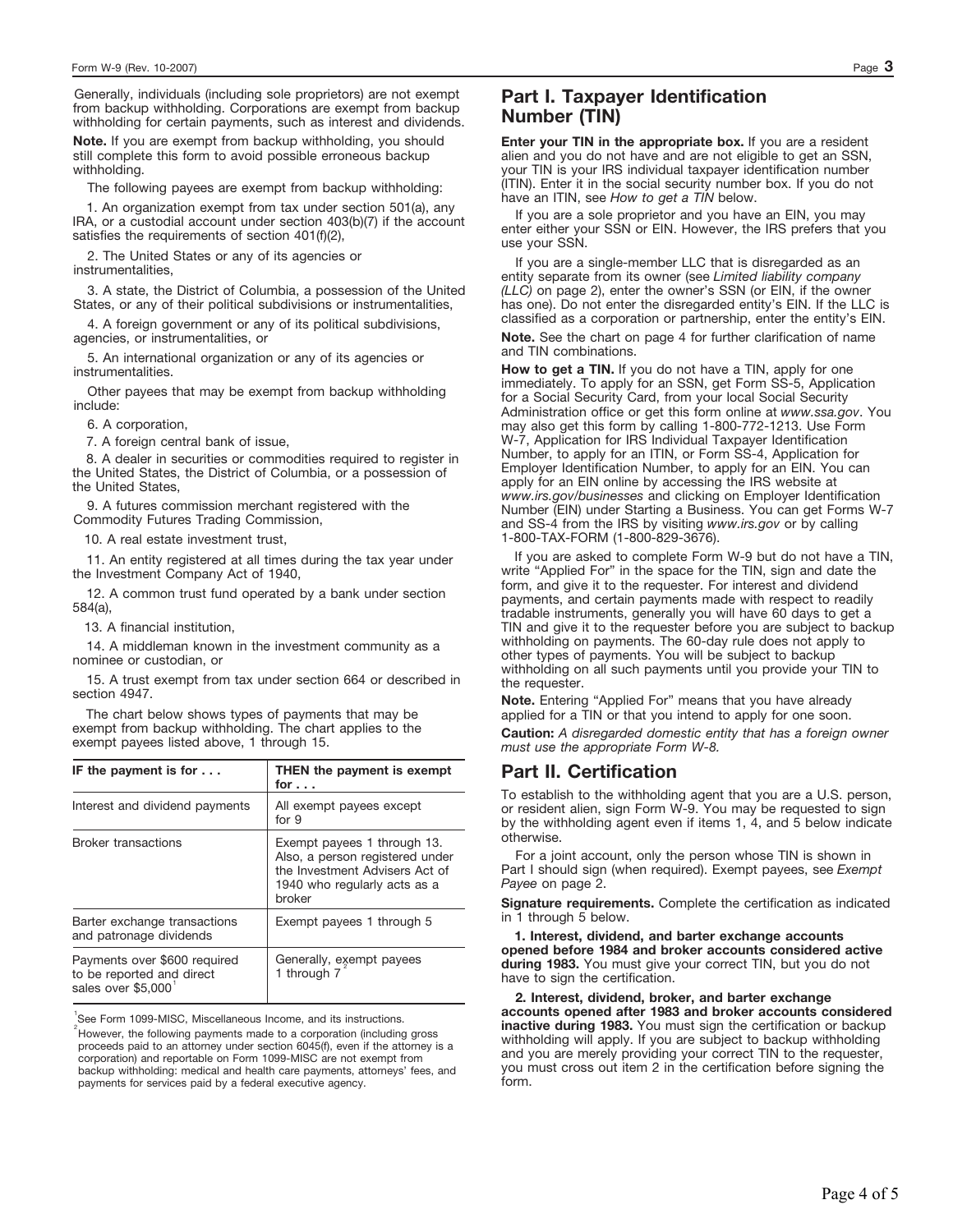Generally, individuals (including sole proprietors) are not exempt from backup withholding. Corporations are exempt from backup withholding for certain payments, such as interest and dividends.

**Note.** If you are exempt from backup withholding, you should still complete this form to avoid possible erroneous backup withholding.

The following payees are exempt from backup withholding:

1. An organization exempt from tax under section 501(a), any IRA, or a custodial account under section 403(b)(7) if the account satisfies the requirements of section 401(f)(2),

2. The United States or any of its agencies or instrumentalities,

3. A state, the District of Columbia, a possession of the United States, or any of their political subdivisions or instrumentalities,

4. A foreign government or any of its political subdivisions, agencies, or instrumentalities, or

5. An international organization or any of its agencies or instrumentalities.

Other payees that may be exempt from backup withholding include:

6. A corporation,

7. A foreign central bank of issue,

8. A dealer in securities or commodities required to register in the United States, the District of Columbia, or a possession of the United States,

9. A futures commission merchant registered with the Commodity Futures Trading Commission,

10. A real estate investment trust,

11. An entity registered at all times during the tax year under the Investment Company Act of 1940,

12. A common trust fund operated by a bank under section 584(a),

13. A financial institution,

14. A middleman known in the investment community as a nominee or custodian, or

15. A trust exempt from tax under section 664 or described in section 4947.

The chart below shows types of payments that may be exempt from backup withholding. The chart applies to the exempt payees listed above, 1 through 15.

| IF the payment is for . . . | THEN the payment is exempt for . . . |
|---|---|
| Interest and dividend payments | All exempt payees except for 9 |
| Broker transactions | Exempt payees 1 through 13. Also, a person registered under the Investment Advisers Act of 1940 who regularly acts as a broker |
| Barter exchange transactions and patronage dividends | Exempt payees 1 through 5 |
| Payments over $600 required to be reported and direct sales over $5,000[1] | Generally, exempt payees 1 through 7[2] |

[1] See Form 1099-MISC, Miscellaneous Income, and its instructions.

[2] However, the following payments made to a corporation (including gross proceeds paid to an attorney under section 6045(f), even if the attorney is a corporation) and reportable on Form 1099-MISC are not exempt from backup withholding: medical and health care payments, attorneys' fees, and payments for services paid by a federal executive agency.

## Part I. Taxpayer Identification Number (TIN)

**Enter your TIN in the appropriate box.** If you are a resident alien and you do not have and are not eligible to get an SSN, your TIN is your IRS individual taxpayer identification number (ITIN). Enter it in the social security number box. If you do not have an ITIN, see *How to get a TIN* below.

If you are a sole proprietor and you have an EIN, you may enter either your SSN or EIN. However, the IRS prefers that you use your SSN.

If you are a single-member LLC that is disregarded as an entity separate from its owner (see *Limited liability company (LLC)* on page 2), enter the owner's SSN (or EIN, if the owner has one). Do not enter the disregarded entity's EIN. If the LLC is classified as a corporation or partnership, enter the entity's EIN.

**Note.** See the chart on page 4 for further clarification of name and TIN combinations.

**How to get a TIN.** If you do not have a TIN, apply for one immediately. To apply for an SSN, get Form SS-5, Application for a Social Security Card, from your local Social Security Administration office or get this form online at *www.ssa.gov*. You may also get this form by calling 1-800-772-1213. Use Form W-7, Application for IRS Individual Taxpayer Identification Number, to apply for an ITIN, or Form SS-4, Application for Employer Identification Number, to apply for an EIN. You can apply for an EIN online by accessing the IRS website at *www.irs.gov/businesses* and clicking on Employer Identification Number (EIN) under Starting a Business. You can get Forms W-7 and SS-4 from the IRS by visiting *www.irs.gov* or by calling 1-800-TAX-FORM (1-800-829-3676).

If you are asked to complete Form W-9 but do not have a TIN, write "Applied For" in the space for the TIN, sign and date the form, and give it to the requester. For interest and dividend payments, and certain payments made with respect to readily tradable instruments, generally you will have 60 days to get a TIN and give it to the requester before you are subject to backup withholding on payments. The 60-day rule does not apply to other types of payments. You will be subject to backup withholding on all such payments until you provide your TIN to the requester.

**Note.** Entering "Applied For" means that you have already applied for a TIN or that you intend to apply for one soon.

**Caution:** *A disregarded domestic entity that has a foreign owner must use the appropriate Form W-8.*

## Part II. Certification

To establish to the withholding agent that you are a U.S. person, or resident alien, sign Form W-9. You may be requested to sign by the withholding agent even if items 1, 4, and 5 below indicate otherwise.

For a joint account, only the person whose TIN is shown in Part I should sign (when required). Exempt payees, see *Exempt Payee* on page 2.

**Signature requirements.** Complete the certification as indicated in 1 through 5 below.

**1. Interest, dividend, and barter exchange accounts opened before 1984 and broker accounts considered active during 1983.** You must give your correct TIN, but you do not have to sign the certification.

**2. Interest, dividend, broker, and barter exchange accounts opened after 1983 and broker accounts considered inactive during 1983.** You must sign the certification or backup withholding will apply. If you are subject to backup withholding and you are merely providing your correct TIN to the requester, you must cross out item 2 in the certification before signing the form.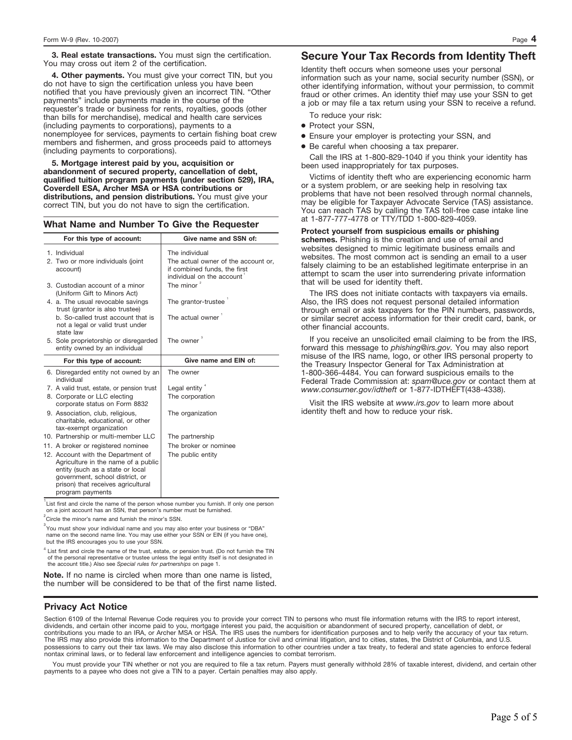**3. Real estate transactions.** You must sign the certification. You may cross out item 2 of the certification.

**4. Other payments.** You must give your correct TIN, but you do not have to sign the certification unless you have been notified that you have previously given an incorrect TIN. "Other payments" include payments made in the course of the requester's trade or business for rents, royalties, goods (other than bills for merchandise), medical and health care services (including payments to corporations), payments to a nonemployee for services, payments to certain fishing boat crew members and fishermen, and gross proceeds paid to attorneys (including payments to corporations).

**5. Mortgage interest paid by you, acquisition or abandonment of secured property, cancellation of debt, qualified tuition program payments (under section 529), IRA, Coverdell ESA, Archer MSA or HSA contributions or distributions, and pension distributions.** You must give your correct TIN, but you do not have to sign the certification.

## What Name and Number To Give the Requester

| For this type of account: | Give name and SSN of: |
|---|---|
| 1. Individual | The individual |
| 2. Two or more individuals (joint account) | The actual owner of the account or, if combined funds, the first individual on the account [1] |
| 3. Custodian account of a minor (Uniform Gift to Minors Act) | The minor [2] |
| 4. a. The usual revocable savings trust (grantor is also trustee) | The grantor-trustee [1] |
| b. So-called trust account that is not a legal or valid trust under state law | The actual owner [1] |
| 5. Sole proprietorship or disregarded entity owned by an individual | The owner [3] |
| **For this type of account:** | **Give name and EIN of:** |
| 6. Disregarded entity not owned by an individual | The owner |
| 7. A valid trust, estate, or pension trust | Legal entity [4] |
| 8. Corporate or LLC electing corporate status on Form 8832 | The corporation |
| 9. Association, club, religious, charitable, educational, or other tax-exempt organization | The organization |
| 10. Partnership or multi-member LLC | The partnership |
| 11. A broker or registered nominee | The broker or nominee |
| 12. Account with the Department of Agriculture in the name of a public entity (such as a state or local government, school district, or prison) that receives agricultural program payments | The public entity |

[1] List first and circle the name of the person whose number you furnish. If only one person on a joint account has an SSN, that person's number must be furnished.

[2] Circle the minor's name and furnish the minor's SSN.

[3] You must show your individual name and you may also enter your business or "DBA" name on the second name line. You may use either your SSN or EIN (if you have one), but the IRS encourages you to use your SSN.

[4] List first and circle the name of the trust, estate, or pension trust. (Do not furnish the TIN of the personal representative or trustee unless the legal entity itself is not designated in the account title.) Also see *Special rules for partnerships* on page 1.

**Note.** If no name is circled when more than one name is listed, the number will be considered to be that of the first name listed.

## Secure Your Tax Records from Identity Theft

Identity theft occurs when someone uses your personal information such as your name, social security number (SSN), or other identifying information, without your permission, to commit fraud or other crimes. An identity thief may use your SSN to get a job or may file a tax return using your SSN to receive a refund.

To reduce your risk:

- Protect your SSN,
- Ensure your employer is protecting your SSN, and
- Be careful when choosing a tax preparer.

Call the IRS at 1-800-829-1040 if you think your identity has been used inappropriately for tax purposes.

Victims of identity theft who are experiencing economic harm or a system problem, or are seeking help in resolving tax problems that have not been resolved through normal channels, may be eligible for Taxpayer Advocate Service (TAS) assistance. You can reach TAS by calling the TAS toll-free case intake line at 1-877-777-4778 or TTY/TDD 1-800-829-4059.

**Protect yourself from suspicious emails or phishing schemes.** Phishing is the creation and use of email and websites designed to mimic legitimate business emails and websites. The most common act is sending an email to a user falsely claiming to be an established legitimate enterprise in an attempt to scam the user into surrendering private information that will be used for identity theft.

The IRS does not initiate contacts with taxpayers via emails. Also, the IRS does not request personal detailed information through email or ask taxpayers for the PIN numbers, passwords, or similar secret access information for their credit card, bank, or other financial accounts.

If you receive an unsolicited email claiming to be from the IRS, forward this message to *phishing@irs.gov*. You may also report misuse of the IRS name, logo, or other IRS personal property to the Treasury Inspector General for Tax Administration at 1-800-366-4484. You can forward suspicious emails to the Federal Trade Commission at: *spam@uce.gov* or contact them at *www.consumer.gov/idtheft* or 1-877-IDTHEFT(438-4338).

Visit the IRS website at *www.irs.gov* to learn more about identity theft and how to reduce your risk.

## Privacy Act Notice

Section 6109 of the Internal Revenue Code requires you to provide your correct TIN to persons who must file information returns with the IRS to report interest, dividends, and certain other income paid to you, mortgage interest you paid, the acquisition or abandonment of secured property, cancellation of debt, or contributions you made to an IRA, or Archer MSA or HSA. The IRS uses the numbers for identification purposes and to help verify the accuracy of your tax return. The IRS may also provide this information to the Department of Justice for civil and criminal litigation, and to cities, states, the District of Columbia, and U.S. possessions to carry out their tax laws. We may also disclose this information to other countries under a tax treaty, to federal and state agencies to enforce federal nontax criminal laws, or to federal law enforcement and intelligence agencies to combat terrorism.

You must provide your TIN whether or not you are required to file a tax return. Payers must generally withhold 28% of taxable interest, dividend, and certain other payments to a payee who does not give a TIN to a payer. Certain penalties may also apply.